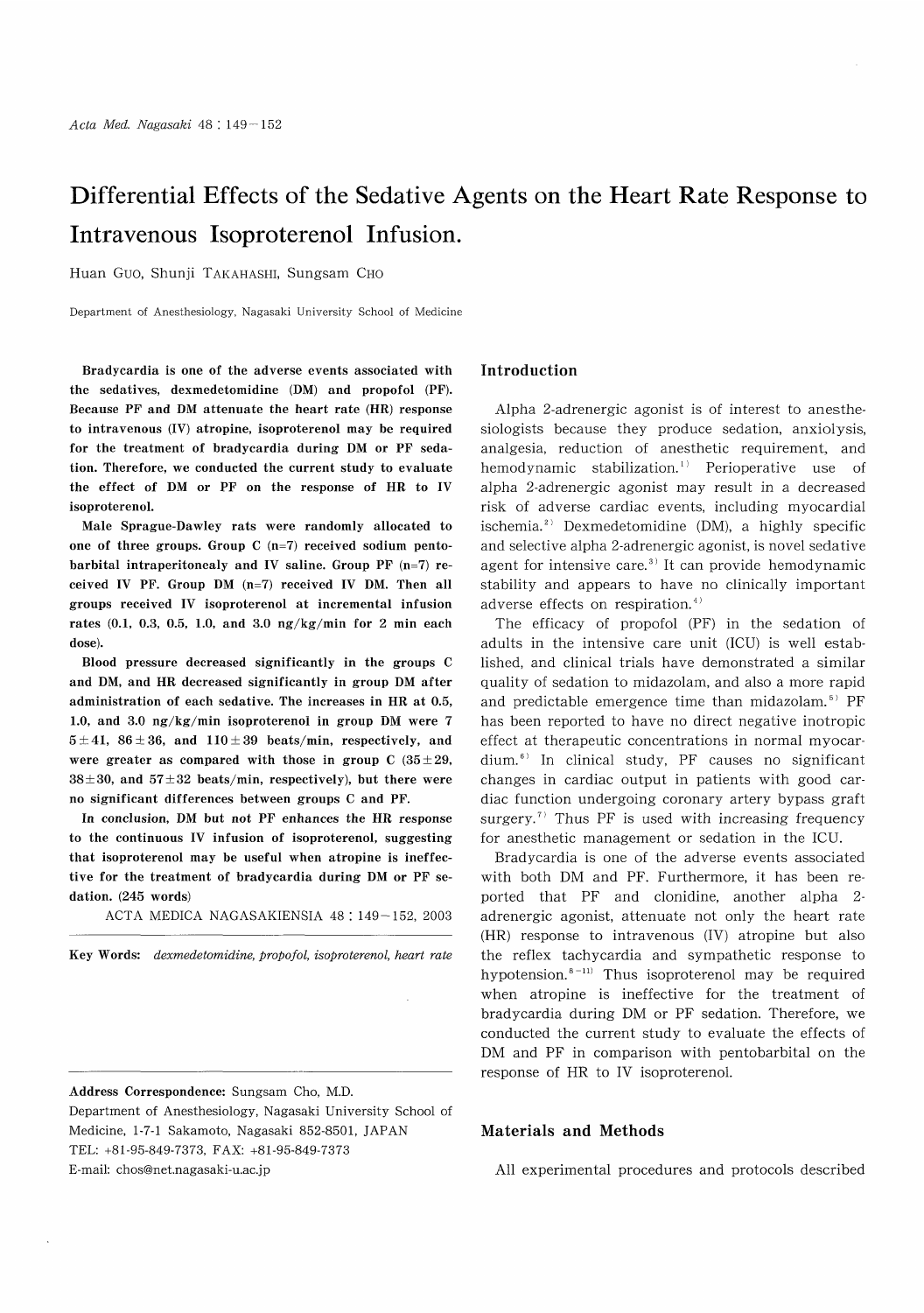# Differential Effects of the Sedative Agents on the Heart Rate Response to Intravenous Isoproterenol Infusion.

Huan GUO, Shunji TAKAHASHI, Sungsam CHO

Department of Anesthesiology, Nagasaki University School of Medicine

**Bradycardia is one of the adverse events associated with the sedatives, dexmedetomidine (DM) and propofol (PF). Because PF and DM attenuate the heart rate (HR) response to intravenous (IV) atropine, isoproterenol may be required for the treatment of bradycardia during DM or PF sedation. Therefore, we conducted the current study to evaluate the effect of DM or PF on the response of HR to IV isoproterenol.**

**Male Sprague-Dawley rats were randomly allocated to one of three groups. Group C (n=7) received sodium pentobarbital intraperitonealy and IV saline. Group PF (n=7) received IV PF. Group DM (n=7) received IV DM. Then all groups received IV isoproterenol at incremental infusion rates (0.1, 0.3, 0.5, 1.0, and 3.0 ng/kg/min for 2 min each dose).**

**Blood pressure decreased significantly in the groups C and DM, and HR decreased significantly in group DM after administration of each sedative. The increases in HR at 0.5, 1.0, and 3.0 ng/kg/min isoproterenol in group DM were 75±41, 86±36, and 110±39 beats/min, respectively, and were greater as compared with those in group C (35±29, 38±30, and 57±32 beats/min, respectively), but there were no significant differences between groups C and PF.**

**In conclusion, DM but not PF enhances the HR response to the continuous IV infusion of isoproterenol, suggesting that isoproterenol may be useful when atropine is ineffective for the treatment of bradycardia during DM or PF sedation. (245 words)**

ACTA MEDICA NAGASAKIENSIA 48 : 149−152, 2003

**Key Words:** *dexmedetomidine, propofol, isoproterenol, heart rate*

---

**Address Correspondence:** Sungsam Cho, M.D.
Department of Anesthesiology, Nagasaki University School of Medicine, 1-7-1 Sakamoto, Nagasaki 852-8501, JAPAN
TEL: +81-95-849-7373, FAX: +81-95-849-7373
E-mail: chos@net.nagasaki-u.ac.jp

## Introduction

Alpha 2-adrenergic agonist is of interest to anesthesiologists because they produce sedation, anxiolysis, analgesia, reduction of anesthetic requirement, and hemodynamic stabilization.[1] Perioperative use of alpha 2-adrenergic agonist may result in a decreased risk of adverse cardiac events, including myocardial ischemia.[2] Dexmedetomidine (DM), a highly specific and selective alpha 2-adrenergic agonist, is novel sedative agent for intensive care.[3] It can provide hemodynamic stability and appears to have no clinically important adverse effects on respiration.[4]

The efficacy of propofol (PF) in the sedation of adults in the intensive care unit (ICU) is well established, and clinical trials have demonstrated a similar quality of sedation to midazolam, and also a more rapid and predictable emergence time than midazolam.[5] PF has been reported to have no direct negative inotropic effect at therapeutic concentrations in normal myocardium.[6] In clinical study, PF causes no significant changes in cardiac output in patients with good cardiac function undergoing coronary artery bypass graft surgery.[7] Thus PF is used with increasing frequency for anesthetic management or sedation in the ICU.

Bradycardia is one of the adverse events associated with both DM and PF. Furthermore, it has been reported that PF and clonidine, another alpha 2-adrenergic agonist, attenuate not only the heart rate (HR) response to intravenous (IV) atropine but also the reflex tachycardia and sympathetic response to hypotension.[8-11] Thus isoproterenol may be required when atropine is ineffective for the treatment of bradycardia during DM or PF sedation. Therefore, we conducted the current study to evaluate the effects of DM and PF in comparison with pentobarbital on the response of HR to IV isoproterenol.

## Materials and Methods

All experimental procedures and protocols described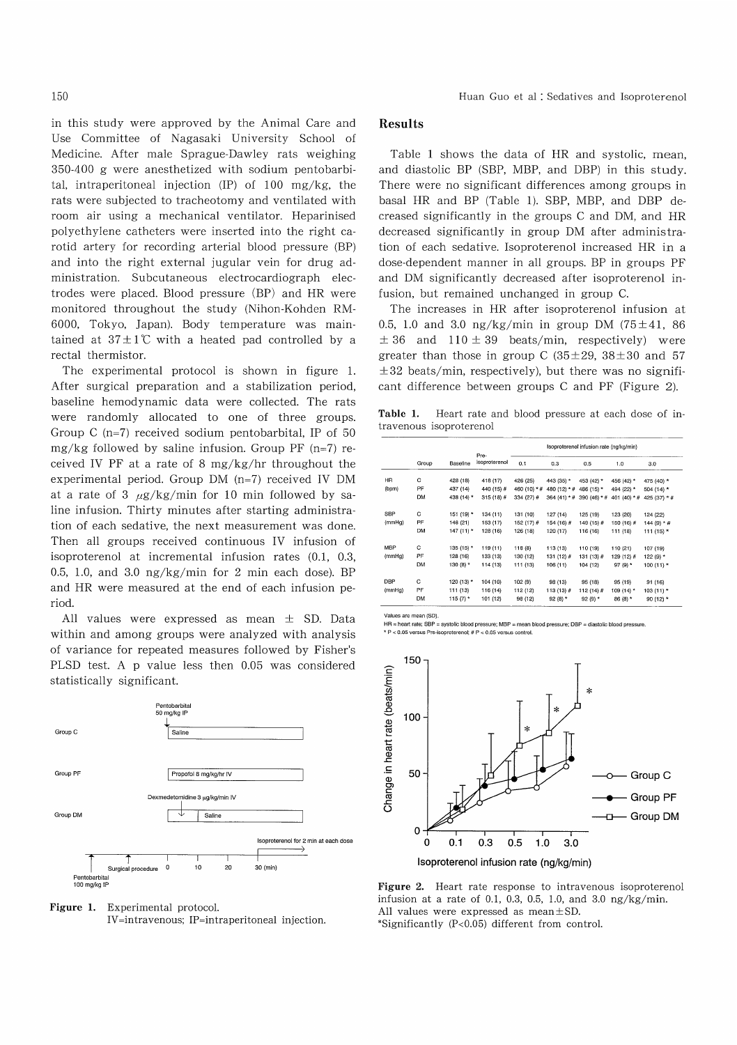in this study were approved by the Animal Care and Use Committee of Nagasaki University School of Medicine. After male Sprague-Dawley rats weighing 350-400 g were anesthetized with sodium pentobarbital, intraperitoneal injection (IP) of 100 mg/kg, the rats were subjected to tracheotomy and ventilated with room air using a mechanical ventilator. Heparinised polyethylene catheters were inserted into the right carotid artery for recording arterial blood pressure (BP) and into the right external jugular vein for drug administration. Subcutaneous electrocardiograph electrodes were placed. Blood pressure (BP) and HR were monitored throughout the study (Nihon-Kohden RM-6000, Tokyo, Japan). Body temperature was maintained at 37±1℃ with a heated pad controlled by a rectal thermistor.

The experimental protocol is shown in figure 1. After surgical preparation and a stabilization period, baseline hemodynamic data were collected. The rats were randomly allocated to one of three groups. Group C (n=7) received sodium pentobarbital, IP of 50 mg/kg followed by saline infusion. Group PF (n=7) received IV PF at a rate of 8 mg/kg/hr throughout the experimental period. Group DM (n=7) received IV DM at a rate of 3 μg/kg/min for 10 min followed by saline infusion. Thirty minutes after starting administration of each sedative, the next measurement was done. Then all groups received continuous IV infusion of isoproterenol at incremental infusion rates (0.1, 0.3, 0.5, 1.0, and 3.0 ng/kg/min for 2 min each dose). BP and HR were measured at the end of each infusion period.

All values were expressed as mean ± SD. Data within and among groups were analyzed with analysis of variance for repeated measures followed by Fisher's PLSD test. A p value less then 0.05 was considered statistically significant.

Figure 1. Experimental protocol.
IV=intravenous; IP=intraperitoneal injection.

## Results

Table 1 shows the data of HR and systolic, mean, and diastolic BP (SBP, MBP, and DBP) in this study. There were no significant differences among groups in basal HR and BP (Table 1). SBP, MBP, and DBP decreased significantly in the groups C and DM, and HR decreased significantly in group DM after administration of each sedative. Isoproterenol increased HR in a dose-dependent manner in all groups. BP in groups PF and DM significantly decreased after isoproterenol infusion, but remained unchanged in group C.

The increases in HR after isoproterenol infusion at 0.5, 1.0 and 3.0 ng/kg/min in group DM (75±41, 86 ± 36 and 110 ± 39 beats/min, respectively) were greater than those in group C (35±29, 38±30 and 57 ±32 beats/min, respectively), but there was no significant difference between groups C and PF (Figure 2).

**Table 1.** Heart rate and blood pressure at each dose of intravenous isoproterenol

| | Group | Baseline | Pre-isoproterenol | Isoproterenol infusion rate (ng/kg/min) | | | | |
|---|---|---|---|---|---|---|---|---|
| | | | | 0.1 | 0.3 | 0.5 | 1.0 | 3.0 |
| HR (bpm) | C | 428 (18) | 418 (17) | 426 (25) | 443 (35) * | 453 (42) * | 456 (42) * | 475 (40) * |
| | PF | 437 (14) | 440 (15) # | 460 (10) * # | 480 (12) * # | 486 (15) * | 494 (22) * | 504 (14) * |
| | DM | 438 (14) * | 315 (18) # | 334 (27) # | 364 (41) * # | 390 (46) * # | 401 (40) * # | 425 (37) * # |
| SBP (mmHg) | C | 151 (19) * | 134 (11) | 131 (10) | 127 (14) | 125 (19) | 123 (20) | 124 (22) |
| | PF | 148 (21) | 153 (17) | 152 (17) # | 154 (16) # | 149 (15) # | 150 (16) # | 144 (9) * # |
| | DM | 147 (11) * | 128 (16) | 126 (18) | 120 (17) | 116 (16) | 111 (18) | 111 (15) * |
| MBP (mmHg) | C | 135 (15) * | 119 (11) | 118 (8) | 113 (13) | 110 (19) | 110 (21) | 107 (19) |
| | PF | 128 (16) | 133 (13) | 130 (12) | 131 (12) # | 131 (13) # | 129 (12) # | 122 (9) * |
| | DM | 130 (8) * | 114 (13) | 111 (13) | 106 (11) | 104 (12) | 97 (9) * | 100 (11) * |
| DBP (mmHg) | C | 120 (13) * | 104 (10) | 102 (9) | 98 (13) | 95 (18) | 95 (19) | 91 (16) |
| | PF | 111 (13) | 116 (14) | 112 (12) | 113 (13) # | 112 (14) # | 109 (14) * | 103 (11) * |
| | DM | 115 (7) * | 101 (12) | 98 (12) | 92 (8) * | 92 (9) * | 86 (8) * | 90 (12) * |

Values are mean (SD).
HR = heart rate; SBP = systolic blood pressure; MBP = mean blood pressure; DBP = diastolic blood pressure.
* P < 0.05 versus Pre-isoproterenol; # P < 0.05 versus control.

**Figure 2.** Heart rate response to intravenous isoproterenol infusion at a rate of 0.1, 0.3, 0.5, 1.0, and 3.0 ng/kg/min.
All values were expressed as mean±SD.
*Significantly (P<0.05) different from control.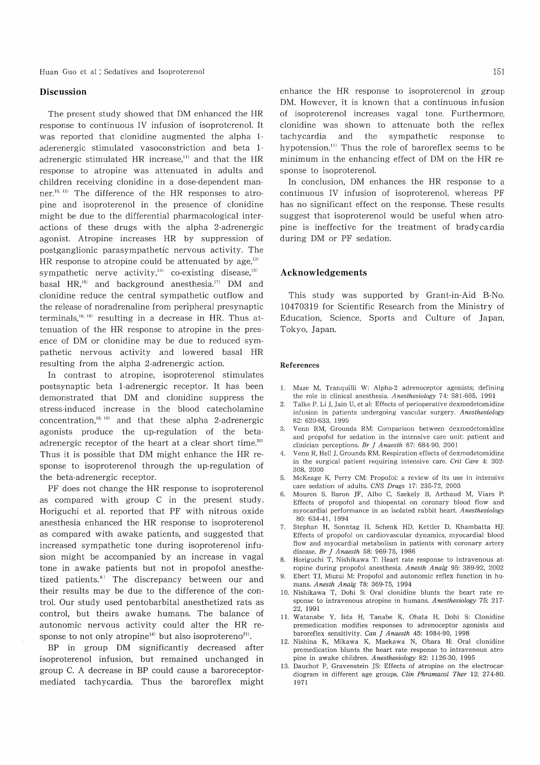## Discussion

The present study showed that DM enhanced the HR response to continuous IV infusion of isoproterenol. It was reported that clonidine augmented the alpha 1-aderenergic stimulated vasoconstriction and beta 1-adrenergic stimulated HR increase,[11] and that the HR response to atropine was attenuated in adults and children receiving clonidine in a dose-dependent manner.[10, 12] The difference of the HR responses to atropine and isoproterenol in the presence of clonidine might be due to the differential pharmacological interactions of these drugs with the alpha 2-adrenergic agonist. Atropine increases HR by suppression of postganglionic parasympathetic nervous activity. The HR response to atropine could be attenuated by age,[13] sympathetic nerve activity,[14] co-existing disease,[15] basal HR,[16] and background anesthesia.[17] DM and clonidine reduce the central sympathetic outflow and the release of noradrenaline from peripheral presynaptic terminals,[18, 19] resulting in a decrease in HR. Thus attenuation of the HR response to atropine in the presence of DM or clonidine may be due to reduced sympathetic nervous activity and lowered basal HR resulting from the alpha 2-adrenergic action.

In contrast to atropine, isoproterenol stimulates postsynaptic beta 1-adrenergic receptor. It has been demonstrated that DM and clonidine suppress the stress-induced increase in the blood catecholamine concentration,[18, 19] and that these alpha 2-adrenergic agonists produce the up-regulation of the beta-adrenergic receptor of the heart at a clear short time.[20] Thus it is possible that DM might enhance the HR response to isoproterenol through the up-regulation of the beta-adrenergic receptor.

PF does not change the HR response to isoproterenol as compared with group C in the present study. Horiguchi et al. reported that PF with nitrous oxide anesthesia enhanced the HR response to isoproterenol as compared with awake patients, and suggested that increased sympathetic tone during isoproterenol infusion might be accompanied by an increase in vagal tone in awake patients but not in propofol anesthetized patients.[8] The discrepancy between our and their results may be due to the difference of the control. Our study used pentobarbital anesthetized rats as control, but theirs awake humans. The balance of autonomic nervous activity could alter the HR response to not only atropine[14] but also isoprotereno[21].

BP in group DM significantly decreased after isoproterenol infusion, but remained unchanged in group C. A decrease in BP could cause a baroreceptor-mediated tachycardia. Thus the baroreflex might enhance the HR response to isoproterenol in group DM. However, it is known that a continuous infusion of isoproterenol increases vagal tone. Furthermore, clonidine was shown to attenuate both the reflex tachycardia and the sympathetic response to hypotension.[11] Thus the role of baroreflex seems to be minimum in the enhancing effect of DM on the HR response to isoproterenol.

In conclusion, DM enhances the HR response to a continuous IV infusion of isoproterenol, whereas PF has no significant effect on the response. These results suggest that isoproterenol would be useful when atropine is ineffective for the treatment of bradycardia during DM or PF sedation.

## Acknowledgements

This study was supported by Grant-in-Aid B-No. 10470319 for Scientific Research from the Ministry of Education, Science, Sports and Culture of Japan, Tokyo, Japan.

### References

1. Maze M, Tranquilli W: Alpha-2 adrenoceptor agonists; defining the role in clinical anesthesia. *Anesthesiology* 74: 581-605, 1991
2. Talke P, Li J, Jain U, et al: Effects of perioperative dexmedetomidine infusion in patients undergoing vascular surgery. *Anesthesiology* 82: 620-633, 1995
3. Venn RM, Grounds RM: Comparison between dexmedetomidine and propofol for sedation in the intensive care unit: patient and clinician perceptions. *Br J Anaesth* 87: 684-90, 2001
4. Venn R, Hell J, Grounds RM. Respiration effects of dexmedetomidine in the surgical patient requiring intensive care. *Crit Care* 4: 302-308, 2000
5. McKeage K, Perry CM: Propofol: a review of its use in intensive care sedation of adults. *CNS Drugs* 17: 235-72, 2003
6. Mouren S, Baron JF, Albo C, Szekely B, Arthaud M, Viars P: Effects of propofol and thiopental on coronary blood flow and myocardial performance in an isolated rabbit heart. *Anesthesiology* 80: 634-41, 1994
7. Stephan H, Sonntag H, Schenk HD, Kettler D, Khambatta HJ: Effects of propofol on cardiovascular dynamics, myocardial blood flow and myocardial metabolism in patients with coronary artery disease. *Br J Anaesth* 58: 969-75, 1986
8. Horiguchi T, Nishikawa T: Heart rate response to intravenous atropine during propofol anesthesia. *Anesth Analg* 95: 389-92, 2002
9. Ebert TJ, Muzui M: Propofol and autonomic reflex function in humans. *Anesth Analg* 78: 369-75, 1994
10. Nishikawa T, Dohi S: Oral clonidine blunts the heart rate response to intravenous atropine in humans. *Anesthesiology* 75: 217-22, 1991
11. Watanabe Y, Iida H, Tanabe K, Ohata H, Dohi S: Clonidine premedication modifies responses to adrenoceptor agonists and baroreflex sensitivity. *Can J Anaesth* 45: 1084-90, 1998
12. Nishina K, Mikawa K, Maekawa N, Obara H: Oral clonidine premedication blunts the heart rate response to intravenous atropine in awake children. *Anesthesiology* 82: 1126-30, 1995
13. Dauchot P, Gravenstein JS: Effects of atropine on the electrocardiogram in different age groups. *Clin Phramacol Ther* 12: 274-80, 1971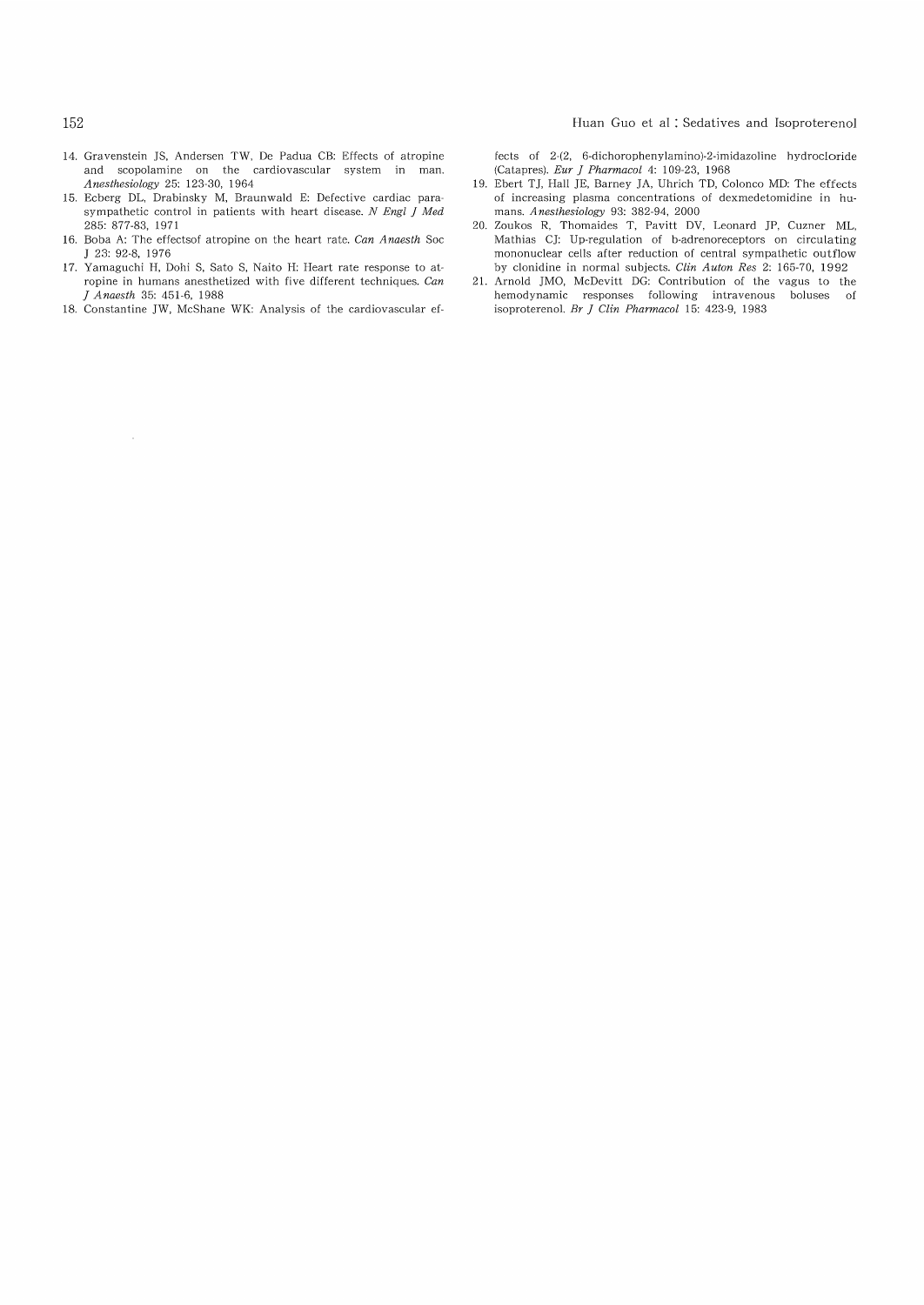14. Gravenstein JS, Andersen TW, De Padua CB: Effects of atropine and scopolamine on the cardiovascular system in man. *Anesthesiology* 25: 123-30, 1964
15. Ecberg DL, Drabinsky M, Braunwald E: Defective cardiac parasympathetic control in patients with heart disease. *N Engl J Med* 285: 877-83, 1971
16. Boba A: The effectsof atropine on the heart rate. *Can Anaesth* Soc J 23: 92-8, 1976
17. Yamaguchi H, Dohi S, Sato S, Naito H: Heart rate response to atropine in humans anesthetized with five different techniques. *Can J Anaesth* 35: 451-6, 1988
18. Constantine JW, McShane WK: Analysis of the cardiovascular effects of 2-(2, 6-dichorophenylamino)-2-imidazoline hydrocloride (Catapres). *Eur J Pharmacol* 4: 109-23, 1968
19. Ebert TJ, Hall JE, Barney JA, Uhrich TD, Colonco MD: The effects of increasing plasma concentrations of dexmedetomidine in humans. *Anesthesiology* 93: 382-94, 2000
20. Zoukos R, Thomaides T, Pavitt DV, Leonard JP, Cuzner ML, Mathias CJ: Up-regulation of b-adrenoreceptors on circulating mononuclear cells after reduction of central sympathetic outflow by clonidine in normal subjects. *Clin Auton Res* 2: 165-70, 1992
21. Arnold JMO, McDevitt DG: Contribution of the vagus to the hemodynamic responses following intravenous boluses of isoproterenol. *Br J Clin Pharmacol* 15: 423-9, 1983